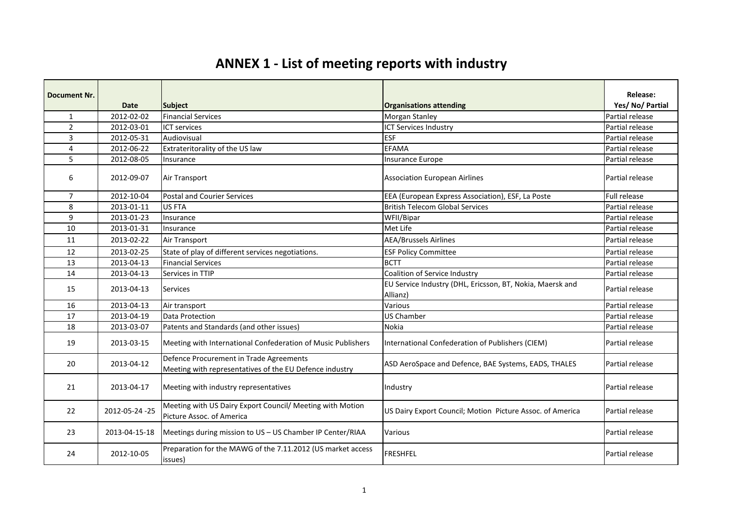# ANNEX 1 - List of meeting reports with industry

| Document Nr. | Date | Subject | Organisations attending | Release: Yes/ No/ Partial |
|---|---|---|---|---|
| 1 | 2012-02-02 | Financial Services | Morgan Stanley | Partial release |
| 2 | 2012-03-01 | ICT services | ICT Services Industry | Partial release |
| 3 | 2012-05-31 | Audiovisual | ESF | Partial release |
| 4 | 2012-06-22 | Extraterritorality of the US law | EFAMA | Partial release |
| 5 | 2012-08-05 | Insurance | Insurance Europe | Partial release |
| 6 | 2012-09-07 | Air Transport | Association European Airlines | Partial release |
| 7 | 2012-10-04 | Postal and Courier Services | EEA (European Express Association), ESF, La Poste | Full release |
| 8 | 2013-01-11 | US FTA | British Telecom Global Services | Partial release |
| 9 | 2013-01-23 | Insurance | WFII/Bipar | Partial release |
| 10 | 2013-01-31 | Insurance | Met Life | Partial release |
| 11 | 2013-02-22 | Air Transport | AEA/Brussels Airlines | Partial release |
| 12 | 2013-02-25 | State of play of different services negotiations. | ESF Policy Committee | Partial release |
| 13 | 2013-04-13 | Financial Services | BCTT | Partial release |
| 14 | 2013-04-13 | Services in TTIP | Coalition of Service Industry | Partial release |
| 15 | 2013-04-13 | Services | EU Service Industry (DHL, Ericsson, BT, Nokia, Maersk and Allianz) | Partial release |
| 16 | 2013-04-13 | Air transport | Various | Partial release |
| 17 | 2013-04-19 | Data Protection | US Chamber | Partial release |
| 18 | 2013-03-07 | Patents and Standards (and other issues) | Nokia | Partial release |
| 19 | 2013-03-15 | Meeting with International Confederation of Music Publishers | International Confederation of Publishers (CIEM) | Partial release |
| 20 | 2013-04-12 | Defence Procurement in Trade Agreements Meeting with representatives of the EU Defence industry | ASD AeroSpace and Defence, BAE Systems, EADS, THALES | Partial release |
| 21 | 2013-04-17 | Meeting with industry representatives | Industry | Partial release |
| 22 | 2012-05-24 -25 | Meeting with US Dairy Export Council/ Meeting with Motion Picture Assoc. of America | US Dairy Export Council; Motion Picture Assoc. of America | Partial release |
| 23 | 2013-04-15-18 | Meetings during mission to US – US Chamber IP Center/RIAA | Various | Partial release |
| 24 | 2012-10-05 | Preparation for the MAWG of the 7.11.2012 (US market access issues) | FRESHFEL | Partial release |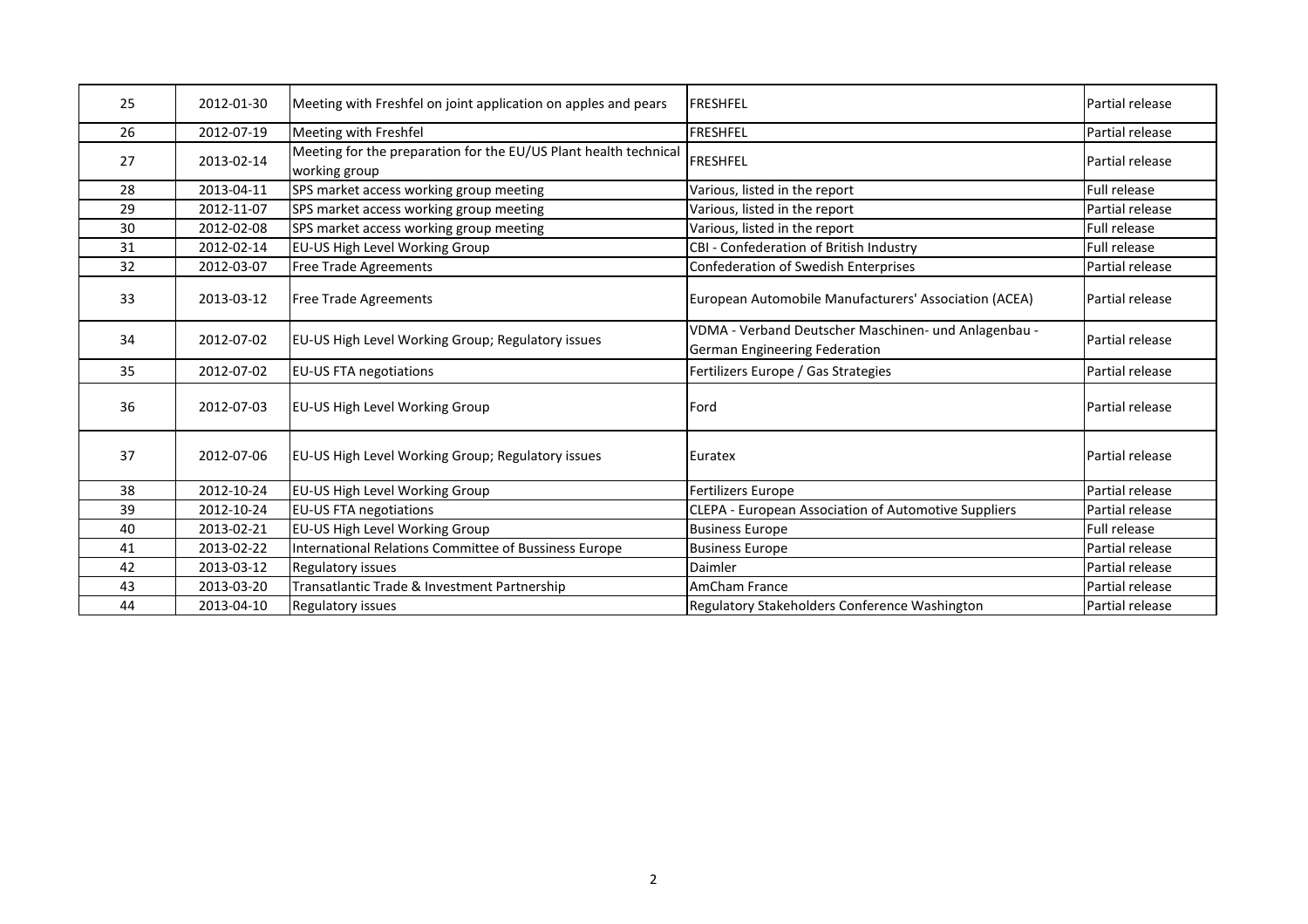| | | | | |
|---|---|---|---|---|
| 25 | 2012-01-30 | Meeting with Freshfel on joint application on apples and pears | FRESHFEL | Partial release |
| 26 | 2012-07-19 | Meeting with Freshfel | FRESHFEL | Partial release |
| 27 | 2013-02-14 | Meeting for the preparation for the EU/US Plant health technical working group | FRESHFEL | Partial release |
| 28 | 2013-04-11 | SPS market access working group meeting | Various, listed in the report | Full release |
| 29 | 2012-11-07 | SPS market access working group meeting | Various, listed in the report | Partial release |
| 30 | 2012-02-08 | SPS market access working group meeting | Various, listed in the report | Full release |
| 31 | 2012-02-14 | EU-US High Level Working Group | CBI - Confederation of British Industry | Full release |
| 32 | 2012-03-07 | Free Trade Agreements | Confederation of Swedish Enterprises | Partial release |
| 33 | 2013-03-12 | Free Trade Agreements | European Automobile Manufacturers' Association (ACEA) | Partial release |
| 34 | 2012-07-02 | EU-US High Level Working Group; Regulatory issues | VDMA - Verband Deutscher Maschinen- und Anlagenbau - German Engineering Federation | Partial release |
| 35 | 2012-07-02 | EU-US FTA negotiations | Fertilizers Europe / Gas Strategies | Partial release |
| 36 | 2012-07-03 | EU-US High Level Working Group | Ford | Partial release |
| 37 | 2012-07-06 | EU-US High Level Working Group; Regulatory issues | Euratex | Partial release |
| 38 | 2012-10-24 | EU-US High Level Working Group | Fertilizers Europe | Partial release |
| 39 | 2012-10-24 | EU-US FTA negotiations | CLEPA - European Association of Automotive Suppliers | Partial release |
| 40 | 2013-02-21 | EU-US High Level Working Group | Business Europe | Full release |
| 41 | 2013-02-22 | International Relations Committee of Bussiness Europe | Business Europe | Partial release |
| 42 | 2013-03-12 | Regulatory issues | Daimler | Partial release |
| 43 | 2013-03-20 | Transatlantic Trade & Investment Partnership | AmCham France | Partial release |
| 44 | 2013-04-10 | Regulatory issues | Regulatory Stakeholders Conference Washington | Partial release |